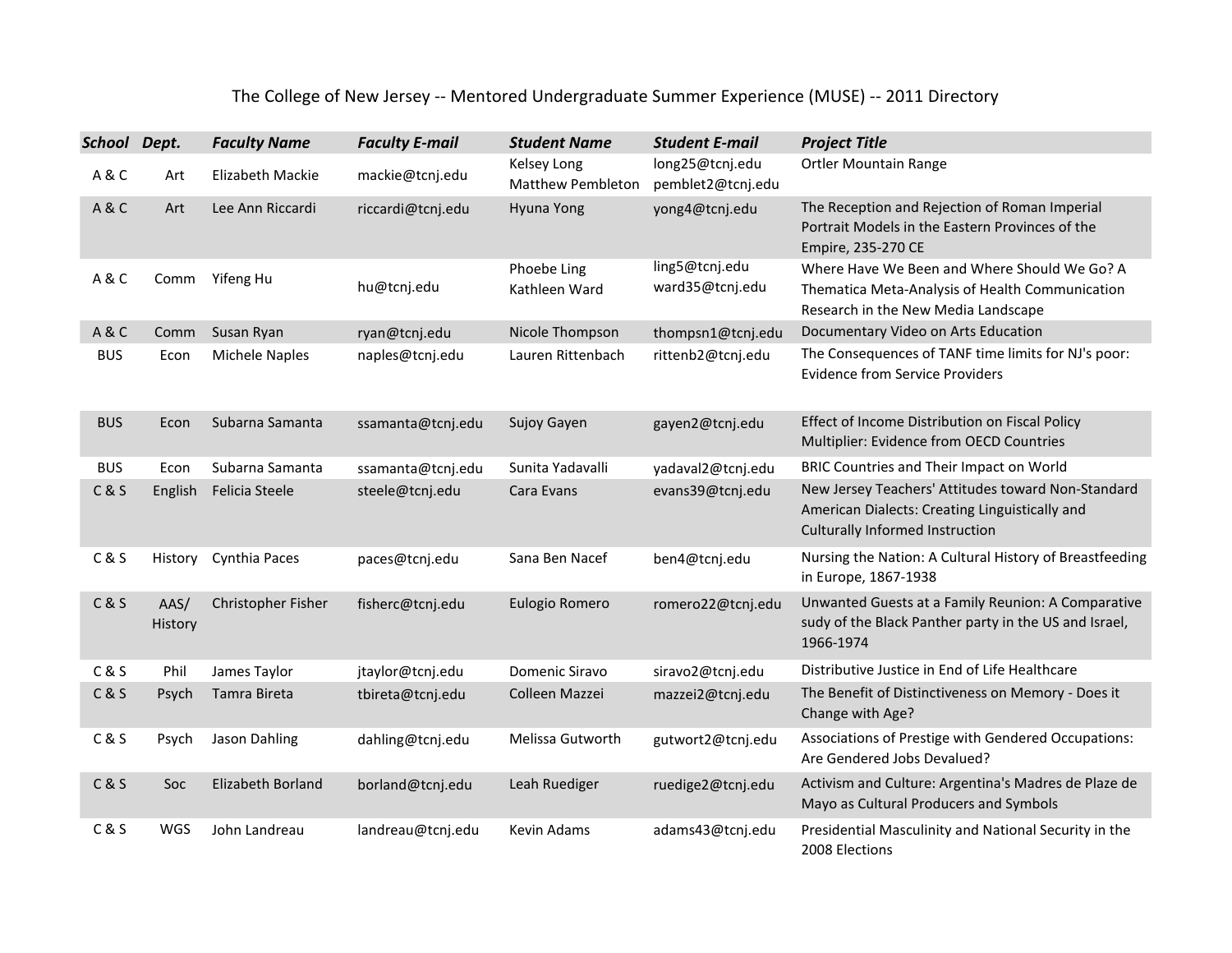# The College of New Jersey -- Mentored Undergraduate Summer Experience (MUSE) -- 2011 Directory

| ***School*** | ***Dept.*** | ***Faculty Name*** | ***Faculty E-mail*** | ***Student Name*** | ***Student E-mail*** | ***Project Title*** |
|---|---|---|---|---|---|---|
| A & C | Art | Elizabeth Mackie | mackie@tcnj.edu | Kelsey Long<br>Matthew Pembleton | long25@tcnj.edu<br>pemblet2@tcnj.edu | Ortler Mountain Range |
| A & C | Art | Lee Ann Riccardi | riccardi@tcnj.edu | Hyuna Yong | yong4@tcnj.edu | The Reception and Rejection of Roman Imperial Portrait Models in the Eastern Provinces of the Empire, 235-270 CE |
| A & C | Comm | Yifeng Hu | hu@tcnj.edu | Phoebe Ling<br>Kathleen Ward | ling5@tcnj.edu<br>ward35@tcnj.edu | Where Have We Been and Where Should We Go? A Thematica Meta-Analysis of Health Communication Research in the New Media Landscape |
| A & C | Comm | Susan Ryan | ryan@tcnj.edu | Nicole Thompson | thompsn1@tcnj.edu | Documentary Video on Arts Education |
| BUS | Econ | Michele Naples | naples@tcnj.edu | Lauren Rittenbach | rittenb2@tcnj.edu | The Consequences of TANF time limits for NJ's poor: Evidence from Service Providers |
| BUS | Econ | Subarna Samanta | ssamanta@tcnj.edu | Sujoy Gayen | gayen2@tcnj.edu | Effect of Income Distribution on Fiscal Policy Multiplier: Evidence from OECD Countries |
| BUS | Econ | Subarna Samanta | ssamanta@tcnj.edu | Sunita Yadavalli | yadaval2@tcnj.edu | BRIC Countries and Their Impact on World |
| C & S | English | Felicia Steele | steele@tcnj.edu | Cara Evans | evans39@tcnj.edu | New Jersey Teachers' Attitudes toward Non-Standard American Dialects: Creating Linguistically and Culturally Informed Instruction |
| C & S | History | Cynthia Paces | paces@tcnj.edu | Sana Ben Nacef | ben4@tcnj.edu | Nursing the Nation: A Cultural History of Breastfeeding in Europe, 1867-1938 |
| C & S | AAS/ History | Christopher Fisher | fisherc@tcnj.edu | Eulogio Romero | romero22@tcnj.edu | Unwanted Guests at a Family Reunion: A Comparative sudy of the Black Panther party in the US and Israel, 1966-1974 |
| C & S | Phil | James Taylor | jtaylor@tcnj.edu | Domenic Siravo | siravo2@tcnj.edu | Distributive Justice in End of Life Healthcare |
| C & S | Psych | Tamra Bireta | tbireta@tcnj.edu | Colleen Mazzei | mazzei2@tcnj.edu | The Benefit of Distinctiveness on Memory - Does it Change with Age? |
| C & S | Psych | Jason Dahling | dahling@tcnj.edu | Melissa Gutworth | gutwort2@tcnj.edu | Associations of Prestige with Gendered Occupations: Are Gendered Jobs Devalued? |
| C & S | Soc | Elizabeth Borland | borland@tcnj.edu | Leah Ruediger | ruedige2@tcnj.edu | Activism and Culture: Argentina's Madres de Plaze de Mayo as Cultural Producers and Symbols |
| C & S | WGS | John Landreau | landreau@tcnj.edu | Kevin Adams | adams43@tcnj.edu | Presidential Masculinity and National Security in the 2008 Elections |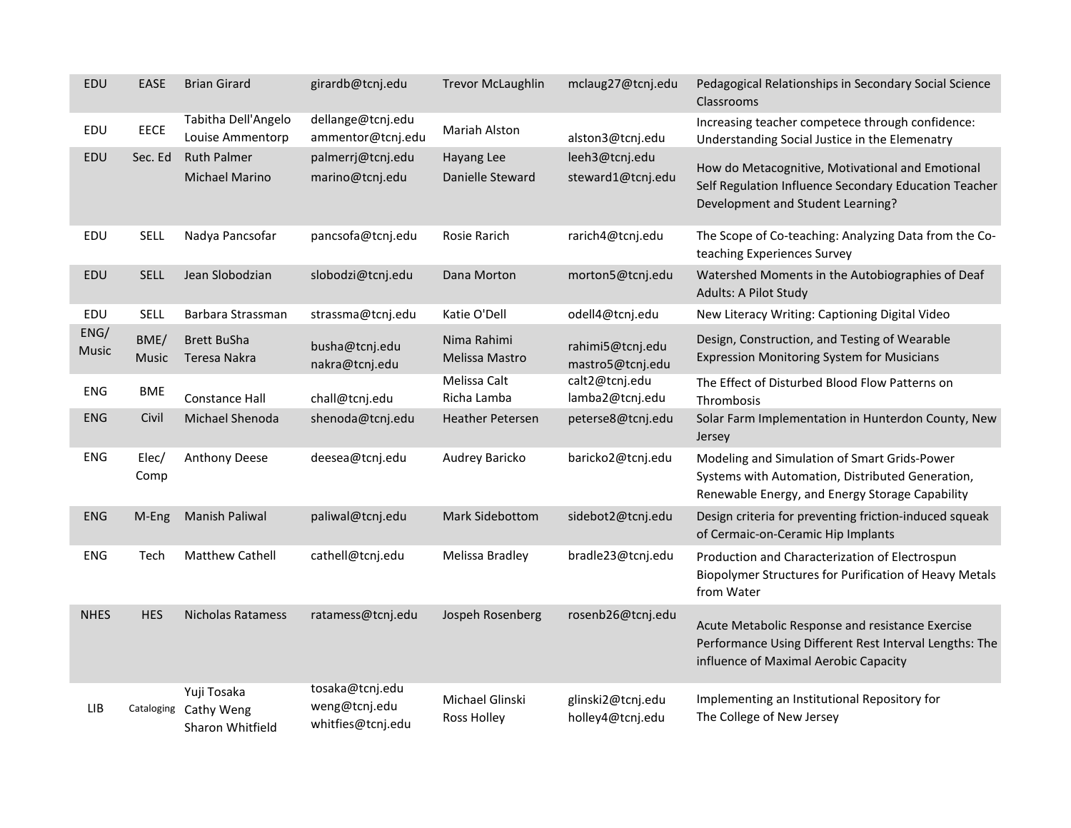| | | | | | | |
|---|---|---|---|---|---|---|
| EDU | EASE | Brian Girard | girardb@tcnj.edu | Trevor McLaughlin | mclaug27@tcnj.edu | Pedagogical Relationships in Secondary Social Science Classrooms |
| EDU | EECE | Tabitha Dell'Angelo<br>Louise Ammentorp | dellange@tcnj.edu<br>ammentor@tcnj.edu | Mariah Alston | alston3@tcnj.edu | Increasing teacher competece through confidence: Understanding Social Justice in the Elemenatry |
| EDU | Sec. Ed | Ruth Palmer<br>Michael Marino | palmerrj@tcnj.edu<br>marino@tcnj.edu | Hayang Lee<br>Danielle Steward | leeh3@tcnj.edu<br>steward1@tcnj.edu | How do Metacognitive, Motivational and Emotional Self Regulation Influence Secondary Education Teacher Development and Student Learning? |
| EDU | SELL | Nadya Pancsofar | pancsofa@tcnj.edu | Rosie Rarich | rarich4@tcnj.edu | The Scope of Co-teaching: Analyzing Data from the Co-teaching Experiences Survey |
| EDU | SELL | Jean Slobodzian | slobodzi@tcnj.edu | Dana Morton | morton5@tcnj.edu | Watershed Moments in the Autobiographies of Deaf Adults: A Pilot Study |
| EDU | SELL | Barbara Strassman | strassma@tcnj.edu | Katie O'Dell | odell4@tcnj.edu | New Literacy Writing: Captioning Digital Video |
| ENG/ Music | BME/ Music | Brett BuSha<br>Teresa Nakra | busha@tcnj.edu<br>nakra@tcnj.edu | Nima Rahimi<br>Melissa Mastro | rahimi5@tcnj.edu<br>mastro5@tcnj.edu | Design, Construction, and Testing of Wearable Expression Monitoring System for Musicians |
| ENG | BME | Constance Hall | chall@tcnj.edu | Melissa Calt<br>Richa Lamba | calt2@tcnj.edu<br>lamba2@tcnj.edu | The Effect of Disturbed Blood Flow Patterns on Thrombosis |
| ENG | Civil | Michael Shenoda | shenoda@tcnj.edu | Heather Petersen | peterse8@tcnj.edu | Solar Farm Implementation in Hunterdon County, New Jersey |
| ENG | Elec/ Comp | Anthony Deese | deesea@tcnj.edu | Audrey Baricko | baricko2@tcnj.edu | Modeling and Simulation of Smart Grids-Power Systems with Automation, Distributed Generation, Renewable Energy, and Energy Storage Capability |
| ENG | M-Eng | Manish Paliwal | paliwal@tcnj.edu | Mark Sidebottom | sidebot2@tcnj.edu | Design criteria for preventing friction-induced squeak of Cermaic-on-Ceramic Hip Implants |
| ENG | Tech | Matthew Cathell | cathell@tcnj.edu | Melissa Bradley | bradle23@tcnj.edu | Production and Characterization of Electrospun Biopolymer Structures for Purification of Heavy Metals from Water |
| NHES | HES | Nicholas Ratamess | ratamess@tcnj.edu | Jospeh Rosenberg | rosenb26@tcnj.edu | Acute Metabolic Response and resistance Exercise Performance Using Different Rest Interval Lengths: The influence of Maximal Aerobic Capacity |
| LIB | Cataloging | Yuji Tosaka<br>Cathy Weng<br>Sharon Whitfield | tosaka@tcnj.edu<br>weng@tcnj.edu<br>whitfies@tcnj.edu | Michael Glinski<br>Ross Holley | glinski2@tcnj.edu<br>holley4@tcnj.edu | Implementing an Institutional Repository for The College of New Jersey |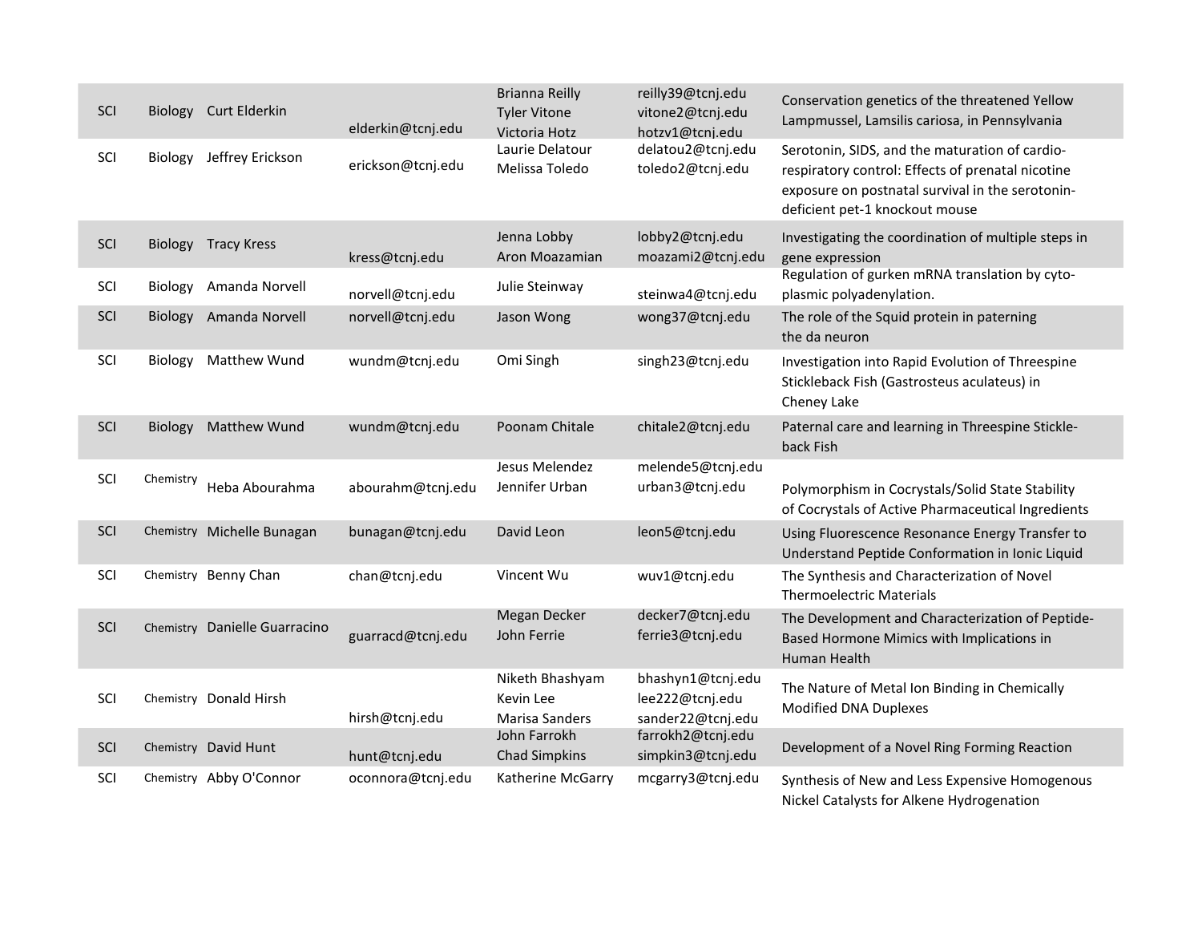| | | | | | | |
|---|---|---|---|---|---|---|
| SCI | Biology | Curt Elderkin | elderkin@tcnj.edu | Brianna Reilly<br>Tyler Vitone<br>Victoria Hotz | reilly39@tcnj.edu<br>vitone2@tcnj.edu<br>hotzv1@tcnj.edu | Conservation genetics of the threatened Yellow Lampmussel, Lamsilis cariosa, in Pennsylvania |
| SCI | Biology | Jeffrey Erickson | erickson@tcnj.edu | Laurie Delatour<br>Melissa Toledo | delatou2@tcnj.edu<br>toledo2@tcnj.edu | Serotonin, SIDS, and the maturation of cardio-respiratory control: Effects of prenatal nicotine exposure on postnatal survival in the serotonin-deficient pet-1 knockout mouse |
| SCI | Biology | Tracy Kress | kress@tcnj.edu | Jenna Lobby<br>Aron Moazamian | lobby2@tcnj.edu<br>moazami2@tcnj.edu | Investigating the coordination of multiple steps in gene expression |
| SCI | Biology | Amanda Norvell | norvell@tcnj.edu | Julie Steinway | steinwa4@tcnj.edu | Regulation of gurken mRNA translation by cyto-plasmic polyadenylation. |
| SCI | Biology | Amanda Norvell | norvell@tcnj.edu | Jason Wong | wong37@tcnj.edu | The role of the Squid protein in patterning the da neuron |
| SCI | Biology | Matthew Wund | wundm@tcnj.edu | Omi Singh | singh23@tcnj.edu | Investigation into Rapid Evolution of Threespine Stickleback Fish (Gastrosteus aculateus) in Cheney Lake |
| SCI | Biology | Matthew Wund | wundm@tcnj.edu | Poonam Chitale | chitale2@tcnj.edu | Paternal care and learning in Threespine Stickle-back Fish |
| SCI | Chemistry | Heba Abourahma | abourahm@tcnj.edu | Jesus Melendez<br>Jennifer Urban | melende5@tcnj.edu<br>urban3@tcnj.edu | Polymorphism in Cocrystals/Solid State Stability of Cocrystals of Active Pharmaceutical Ingredients |
| SCI | Chemistry | Michelle Bunagan | bunagan@tcnj.edu | David Leon | leon5@tcnj.edu | Using Fluorescence Resonance Energy Transfer to Understand Peptide Conformation in Ionic Liquid |
| SCI | Chemistry | Benny Chan | chan@tcnj.edu | Vincent Wu | wuv1@tcnj.edu | The Synthesis and Characterization of Novel Thermoelectric Materials |
| SCI | Chemistry | Danielle Guarracino | guarracd@tcnj.edu | Megan Decker<br>John Ferrie | decker7@tcnj.edu<br>ferrie3@tcnj.edu | The Development and Characterization of Peptide-Based Hormone Mimics with Implications in Human Health |
| SCI | Chemistry | Donald Hirsh | hirsh@tcnj.edu | Niketh Bhashyam<br>Kevin Lee<br>Marisa Sanders | bhashyn1@tcnj.edu<br>lee222@tcnj.edu<br>sander22@tcnj.edu | The Nature of Metal Ion Binding in Chemically Modified DNA Duplexes |
| SCI | Chemistry | David Hunt | hunt@tcnj.edu | John Farrokh<br>Chad Simpkins | farrokh2@tcnj.edu<br>simpkin3@tcnj.edu | Development of a Novel Ring Forming Reaction |
| SCI | Chemistry | Abby O'Connor | oconnora@tcnj.edu | Katherine McGarry | mcgarry3@tcnj.edu | Synthesis of New and Less Expensive Homogenous Nickel Catalysts for Alkene Hydrogenation |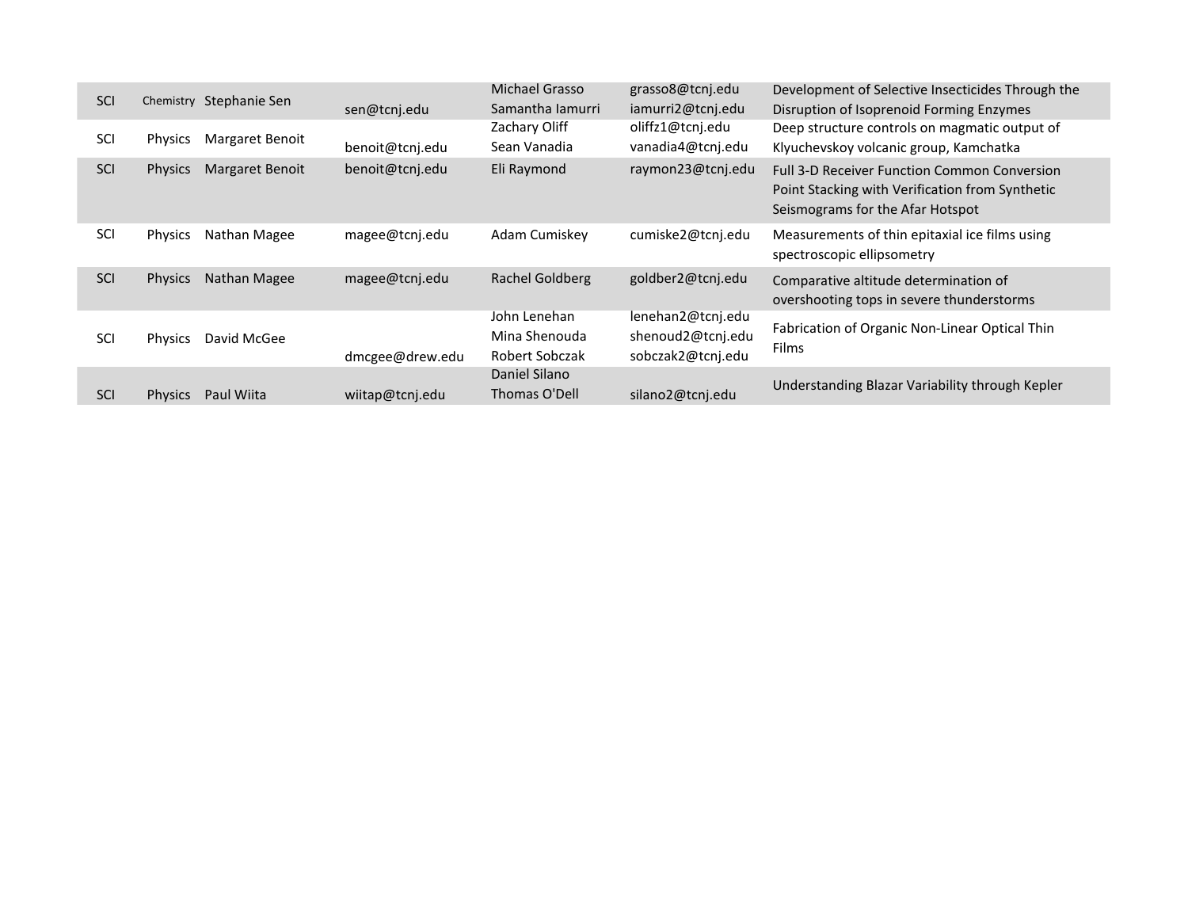| | | | | | | |
|---|---|---|---|---|---|---|
| SCI | Chemistry | Stephanie Sen | sen@tcnj.edu | Michael Grasso<br>Samantha Iamurri | grasso8@tcnj.edu<br>iamurri2@tcnj.edu | Development of Selective Insecticides Through the Disruption of Isoprenoid Forming Enzymes |
| SCI | Physics | Margaret Benoit | benoit@tcnj.edu | Zachary Oliff<br>Sean Vanadia | oliffz1@tcnj.edu<br>vanadia4@tcnj.edu | Deep structure controls on magmatic output of Klyuchevskoy volcanic group, Kamchatka |
| SCI | Physics | Margaret Benoit | benoit@tcnj.edu | Eli Raymond | raymon23@tcnj.edu | Full 3-D Receiver Function Common Conversion Point Stacking with Verification from Synthetic Seismograms for the Afar Hotspot |
| SCI | Physics | Nathan Magee | magee@tcnj.edu | Adam Cumiskey | cumiske2@tcnj.edu | Measurements of thin epitaxial ice films using spectroscopic ellipsometry |
| SCI | Physics | Nathan Magee | magee@tcnj.edu | Rachel Goldberg | goldber2@tcnj.edu | Comparative altitude determination of overshooting tops in severe thunderstorms |
| SCI | Physics | David McGee | dmcgee@drew.edu | John Lenehan<br>Mina Shenouda<br>Robert Sobczak | lenehan2@tcnj.edu<br>shenoud2@tcnj.edu<br>sobczak2@tcnj.edu | Fabrication of Organic Non-Linear Optical Thin Films |
| SCI | Physics | Paul Wiita | wiitap@tcnj.edu | Daniel Silano<br>Thomas O'Dell | silano2@tcnj.edu | Understanding Blazar Variability through Kepler |